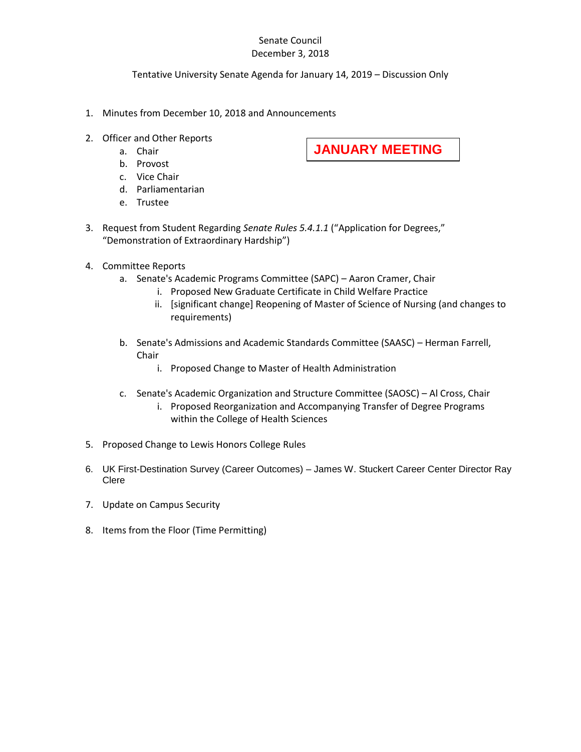Senate Council
December 3, 2018

Tentative University Senate Agenda for January 14, 2019 – Discussion Only

**JANUARY MEETING**

1. Minutes from December 10, 2018 and Announcements

2. Officer and Other Reports
   a. Chair
   b. Provost
   c. Vice Chair
   d. Parliamentarian
   e. Trustee

3. Request from Student Regarding *Senate Rules 5.4.1.1* ("Application for Degrees," "Demonstration of Extraordinary Hardship")

4. Committee Reports
   a. Senate's Academic Programs Committee (SAPC) – Aaron Cramer, Chair
      i. Proposed New Graduate Certificate in Child Welfare Practice
      ii. [significant change] Reopening of Master of Science of Nursing (and changes to requirements)

   b. Senate's Admissions and Academic Standards Committee (SAASC) – Herman Farrell, Chair
      i. Proposed Change to Master of Health Administration

   c. Senate's Academic Organization and Structure Committee (SAOSC) – Al Cross, Chair
      i. Proposed Reorganization and Accompanying Transfer of Degree Programs within the College of Health Sciences

5. Proposed Change to Lewis Honors College Rules

6. UK First-Destination Survey (Career Outcomes) – James W. Stuckert Career Center Director Ray Clere

7. Update on Campus Security

8. Items from the Floor (Time Permitting)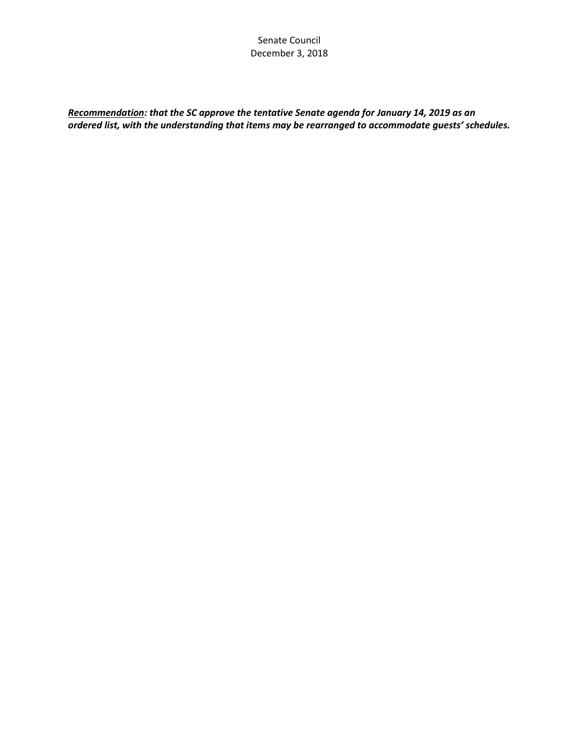Senate Council
December 3, 2018

***<u>Recommendation</u>: that the SC approve the tentative Senate agenda for January 14, 2019 as an ordered list, with the understanding that items may be rearranged to accommodate guests' schedules.***